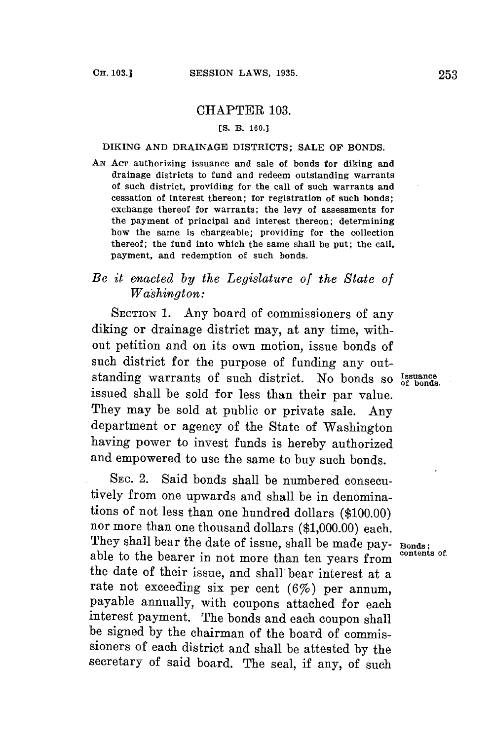## CHAPTER 103.

[S. B. 160.]

DIKING AND DRAINAGE DISTRICTS; SALE OF BONDS.

AN ACT authorizing issuance and sale of bonds for diking and drainage districts to fund and redeem outstanding warrants of such district, providing for the call of such warrants and cessation of interest thereon; for registration of such bonds; exchange thereof for warrants; the levy of assessments for the payment of principal and interest thereon; determining how the same is chargeable; providing for the collection thereof; the fund into which the same shall be put; the call, payment, and redemption of such bonds.

*Be it enacted by the Legislature of the State of Washington:*

SECTION 1. Any board of commissioners of any diking or drainage district may, at any time, without petition and on its own motion, issue bonds of such district for the purpose of funding any outstanding warrants of such district. No bonds so issued shall be sold for less than their par value. They may be sold at public or private sale. Any department or agency of the State of Washington having power to invest funds is hereby authorized and empowered to use the same to buy such bonds.

Issuance of bonds.

SEC. 2. Said bonds shall be numbered consecutively from one upwards and shall be in denominations of not less than one hundred dollars ($100.00) nor more than one thousand dollars ($1,000.00) each. They shall bear the date of issue, shall be made payable to the bearer in not more than ten years from the date of their issue, and shall bear interest at a rate not exceeding six per cent (6%) per annum, payable annually, with coupons attached for each interest payment. The bonds and each coupon shall be signed by the chairman of the board of commissioners of each district and shall be attested by the secretary of said board. The seal, if any, of such

Bonds; contents of.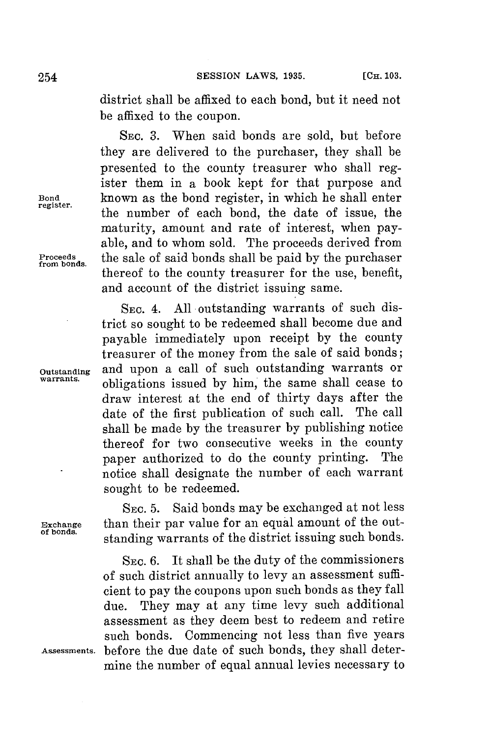district shall be affixed to each bond, but it need not be affixed to the coupon.

Bond register.

SEC. 3. When said bonds are sold, but before they are delivered to the purchaser, they shall be presented to the county treasurer who shall register them in a book kept for that purpose and known as the bond register, in which he shall enter the number of each bond, the date of issue, the maturity, amount and rate of interest, when payable, and to whom sold. The proceeds derived from the sale of said bonds shall be paid by the purchaser thereof to the county treasurer for the use, benefit, and account of the district issuing same.

Proceeds from bonds.

Outstanding warrants.

SEC. 4. All outstanding warrants of such district so sought to be redeemed shall become due and payable immediately upon receipt by the county treasurer of the money from the sale of said bonds; and upon a call of such outstanding warrants or obligations issued by him, the same shall cease to draw interest at the end of thirty days after the date of the first publication of such call. The call shall be made by the treasurer by publishing notice thereof for two consecutive weeks in the county paper authorized to do the county printing. The notice shall designate the number of each warrant sought to be redeemed.

Exchange of bonds.

SEC. 5. Said bonds may be exchanged at not less than their par value for an equal amount of the outstanding warrants of the district issuing such bonds.

Assessments.

SEC. 6. It shall be the duty of the commissioners of such district annually to levy an assessment sufficient to pay the coupons upon such bonds as they fall due. They may at any time levy such additional assessment as they deem best to redeem and retire such bonds. Commencing not less than five years before the due date of such bonds, they shall determine the number of equal annual levies necessary to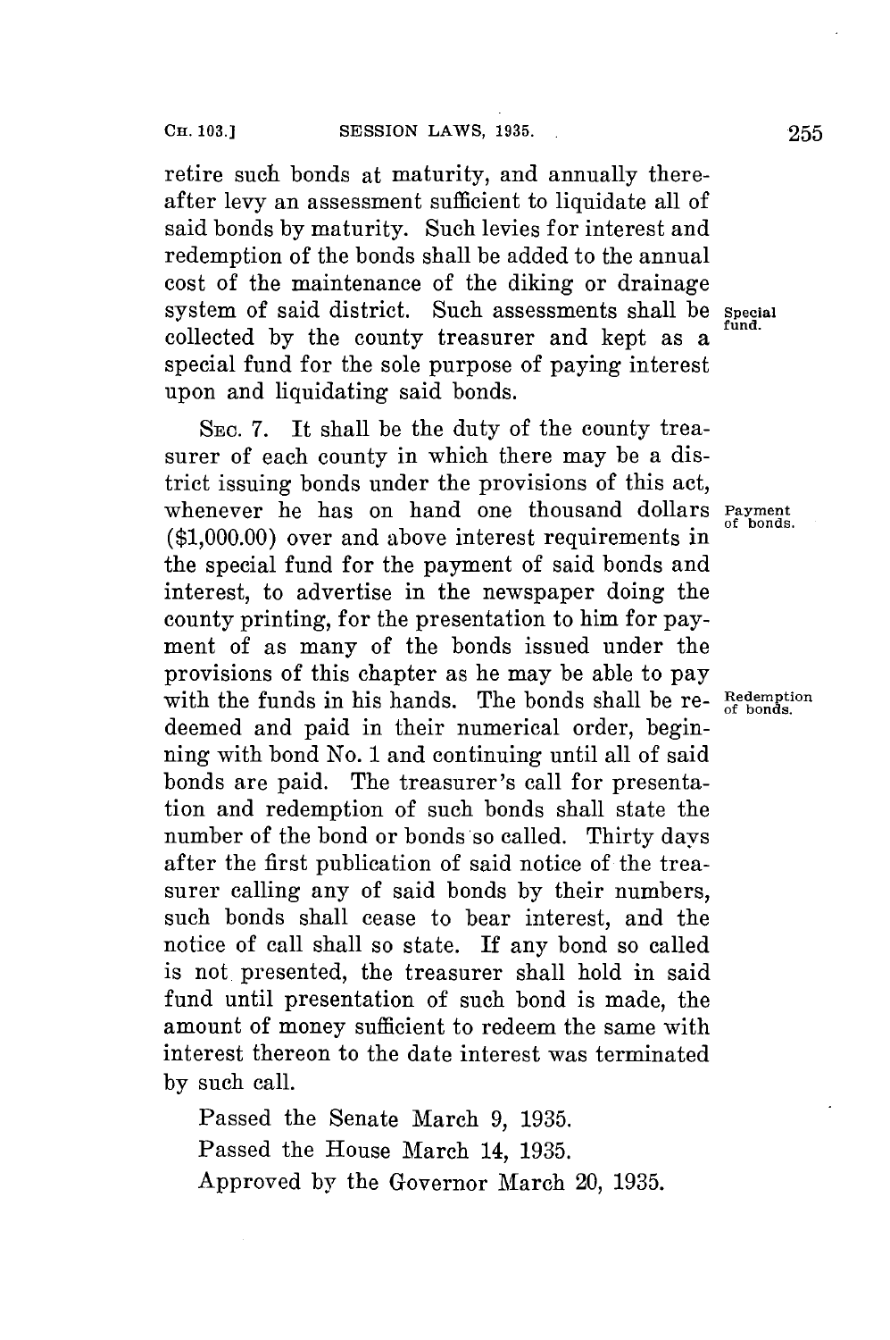retire such bonds at maturity, and annually thereafter levy an assessment sufficient to liquidate all of said bonds by maturity. Such levies for interest and redemption of the bonds shall be added to the annual cost of the maintenance of the diking or drainage system of said district. Such assessments shall be collected by the county treasurer and kept as a special fund for the sole purpose of paying interest upon and liquidating said bonds.

Special fund.

SEC. 7. It shall be the duty of the county treasurer of each county in which there may be a district issuing bonds under the provisions of this act, whenever he has on hand one thousand dollars ($1,000.00) over and above interest requirements in the special fund for the payment of said bonds and interest, to advertise in the newspaper doing the county printing, for the presentation to him for payment of as many of the bonds issued under the provisions of this chapter as he may be able to pay with the funds in his hands. The bonds shall be redeemed and paid in their numerical order, beginning with bond No. 1 and continuing until all of said bonds are paid. The treasurer's call for presentation and redemption of such bonds shall state the number of the bond or bonds so called. Thirty days after the first publication of said notice of the treasurer calling any of said bonds by their numbers, such bonds shall cease to bear interest, and the notice of call shall so state. If any bond so called is not presented, the treasurer shall hold in said fund until presentation of such bond is made, the amount of money sufficient to redeem the same with interest thereon to the date interest was terminated by such call.

Payment of bonds.

Redemption of bonds.

Passed the Senate March 9, 1935.

Passed the House March 14, 1935.

Approved by the Governor March 20, 1935.